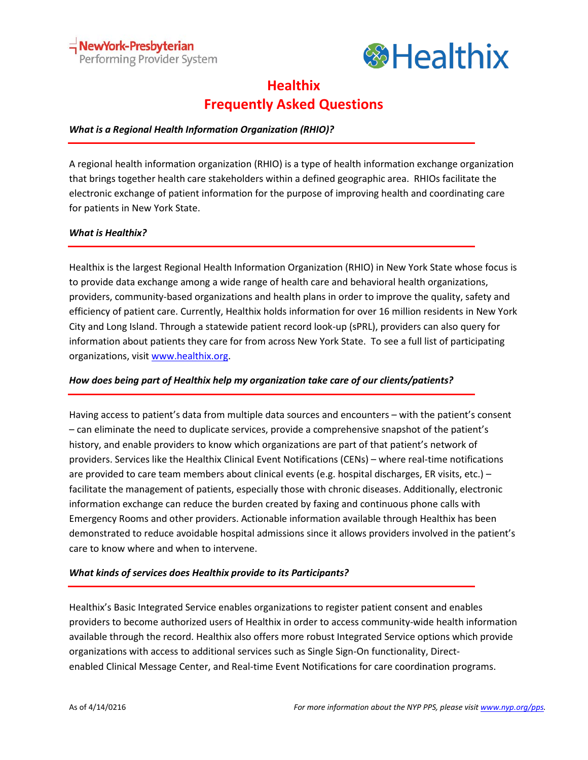NewYork-Presbyterian
Performing Provider System

Healthix

# Healthix
# Frequently Asked Questions

### *What is a Regional Health Information Organization (RHIO)?*

A regional health information organization (RHIO) is a type of health information exchange organization that brings together health care stakeholders within a defined geographic area. RHIOs facilitate the electronic exchange of patient information for the purpose of improving health and coordinating care for patients in New York State.

### *What is Healthix?*

Healthix is the largest Regional Health Information Organization (RHIO) in New York State whose focus is to provide data exchange among a wide range of health care and behavioral health organizations, providers, community-based organizations and health plans in order to improve the quality, safety and efficiency of patient care. Currently, Healthix holds information for over 16 million residents in New York City and Long Island. Through a statewide patient record look-up (sPRL), providers can also query for information about patients they care for from across New York State. To see a full list of participating organizations, visit www.healthix.org.

### *How does being part of Healthix help my organization take care of our clients/patients?*

Having access to patient's data from multiple data sources and encounters – with the patient's consent – can eliminate the need to duplicate services, provide a comprehensive snapshot of the patient's history, and enable providers to know which organizations are part of that patient's network of providers. Services like the Healthix Clinical Event Notifications (CENs) – where real-time notifications are provided to care team members about clinical events (e.g. hospital discharges, ER visits, etc.) – facilitate the management of patients, especially those with chronic diseases. Additionally, electronic information exchange can reduce the burden created by faxing and continuous phone calls with Emergency Rooms and other providers. Actionable information available through Healthix has been demonstrated to reduce avoidable hospital admissions since it allows providers involved in the patient's care to know where and when to intervene.

### *What kinds of services does Healthix provide to its Participants?*

Healthix's Basic Integrated Service enables organizations to register patient consent and enables providers to become authorized users of Healthix in order to access community-wide health information available through the record. Healthix also offers more robust Integrated Service options which provide organizations with access to additional services such as Single Sign-On functionality, Direct-enabled Clinical Message Center, and Real-time Event Notifications for care coordination programs.

As of 4/14/0216

*For more information about the NYP PPS, please visit www.nyp.org/pps.*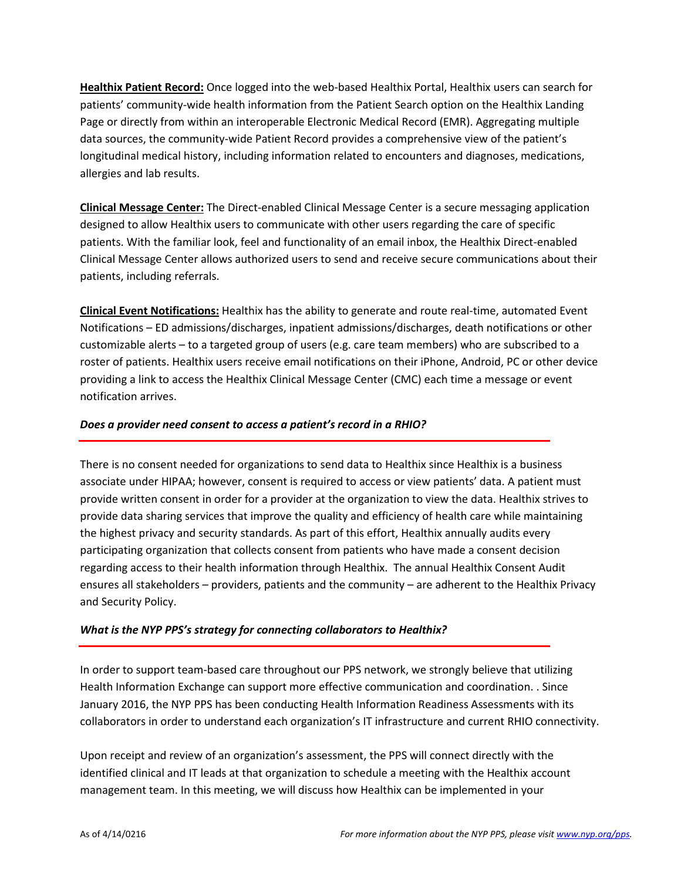**Healthix Patient Record:** Once logged into the web-based Healthix Portal, Healthix users can search for patients' community-wide health information from the Patient Search option on the Healthix Landing Page or directly from within an interoperable Electronic Medical Record (EMR). Aggregating multiple data sources, the community-wide Patient Record provides a comprehensive view of the patient's longitudinal medical history, including information related to encounters and diagnoses, medications, allergies and lab results.

**Clinical Message Center:** The Direct-enabled Clinical Message Center is a secure messaging application designed to allow Healthix users to communicate with other users regarding the care of specific patients. With the familiar look, feel and functionality of an email inbox, the Healthix Direct-enabled Clinical Message Center allows authorized users to send and receive secure communications about their patients, including referrals.

**Clinical Event Notifications:** Healthix has the ability to generate and route real-time, automated Event Notifications – ED admissions/discharges, inpatient admissions/discharges, death notifications or other customizable alerts – to a targeted group of users (e.g. care team members) who are subscribed to a roster of patients. Healthix users receive email notifications on their iPhone, Android, PC or other device providing a link to access the Healthix Clinical Message Center (CMC) each time a message or event notification arrives.

### *Does a provider need consent to access a patient's record in a RHIO?*

There is no consent needed for organizations to send data to Healthix since Healthix is a business associate under HIPAA; however, consent is required to access or view patients' data. A patient must provide written consent in order for a provider at the organization to view the data. Healthix strives to provide data sharing services that improve the quality and efficiency of health care while maintaining the highest privacy and security standards. As part of this effort, Healthix annually audits every participating organization that collects consent from patients who have made a consent decision regarding access to their health information through Healthix. The annual Healthix Consent Audit ensures all stakeholders – providers, patients and the community – are adherent to the Healthix Privacy and Security Policy.

### *What is the NYP PPS's strategy for connecting collaborators to Healthix?*

In order to support team-based care throughout our PPS network, we strongly believe that utilizing Health Information Exchange can support more effective communication and coordination. . Since January 2016, the NYP PPS has been conducting Health Information Readiness Assessments with its collaborators in order to understand each organization's IT infrastructure and current RHIO connectivity.

Upon receipt and review of an organization's assessment, the PPS will connect directly with the identified clinical and IT leads at that organization to schedule a meeting with the Healthix account management team. In this meeting, we will discuss how Healthix can be implemented in your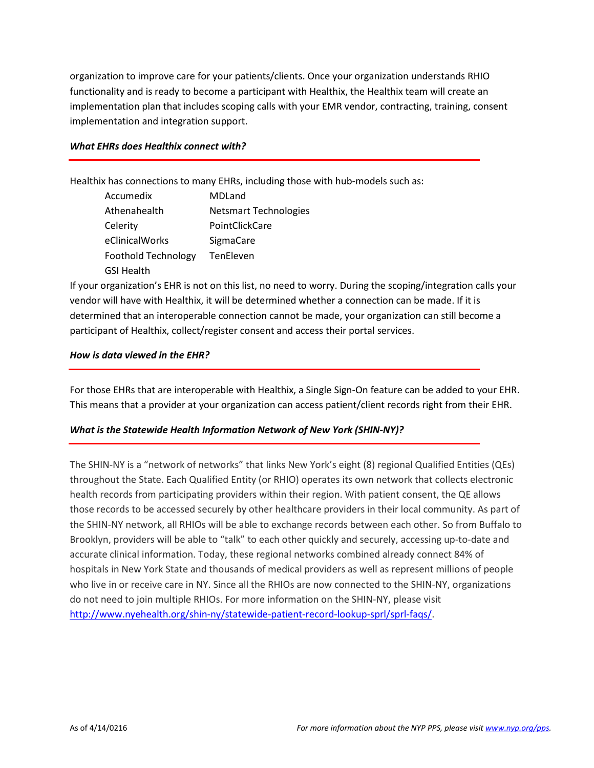organization to improve care for your patients/clients. Once your organization understands RHIO functionality and is ready to become a participant with Healthix, the Healthix team will create an implementation plan that includes scoping calls with your EMR vendor, contracting, training, consent implementation and integration support.

### *What EHRs does Healthix connect with?*

Healthix has connections to many EHRs, including those with hub-models such as:

- Accumedix
- Athenahealth
- Celerity
- eClinicalWorks
- Foothold Technology
- GSI Health
- MDLand
- Netsmart Technologies
- PointClickCare
- SigmaCare
- TenEleven

If your organization's EHR is not on this list, no need to worry. During the scoping/integration calls your vendor will have with Healthix, it will be determined whether a connection can be made. If it is determined that an interoperable connection cannot be made, your organization can still become a participant of Healthix, collect/register consent and access their portal services.

### *How is data viewed in the EHR?*

For those EHRs that are interoperable with Healthix, a Single Sign-On feature can be added to your EHR. This means that a provider at your organization can access patient/client records right from their EHR.

### *What is the Statewide Health Information Network of New York (SHIN-NY)?*

The SHIN-NY is a "network of networks" that links New York's eight (8) regional Qualified Entities (QEs) throughout the State. Each Qualified Entity (or RHIO) operates its own network that collects electronic health records from participating providers within their region. With patient consent, the QE allows those records to be accessed securely by other healthcare providers in their local community. As part of the SHIN-NY network, all RHIOs will be able to exchange records between each other. So from Buffalo to Brooklyn, providers will be able to "talk" to each other quickly and securely, accessing up-to-date and accurate clinical information. Today, these regional networks combined already connect 84% of hospitals in New York State and thousands of medical providers as well as represent millions of people who live in or receive care in NY. Since all the RHIOs are now connected to the SHIN-NY, organizations do not need to join multiple RHIOs. For more information on the SHIN-NY, please visit http://www.nyehealth.org/shin-ny/statewide-patient-record-lookup-sprl/sprl-faqs/.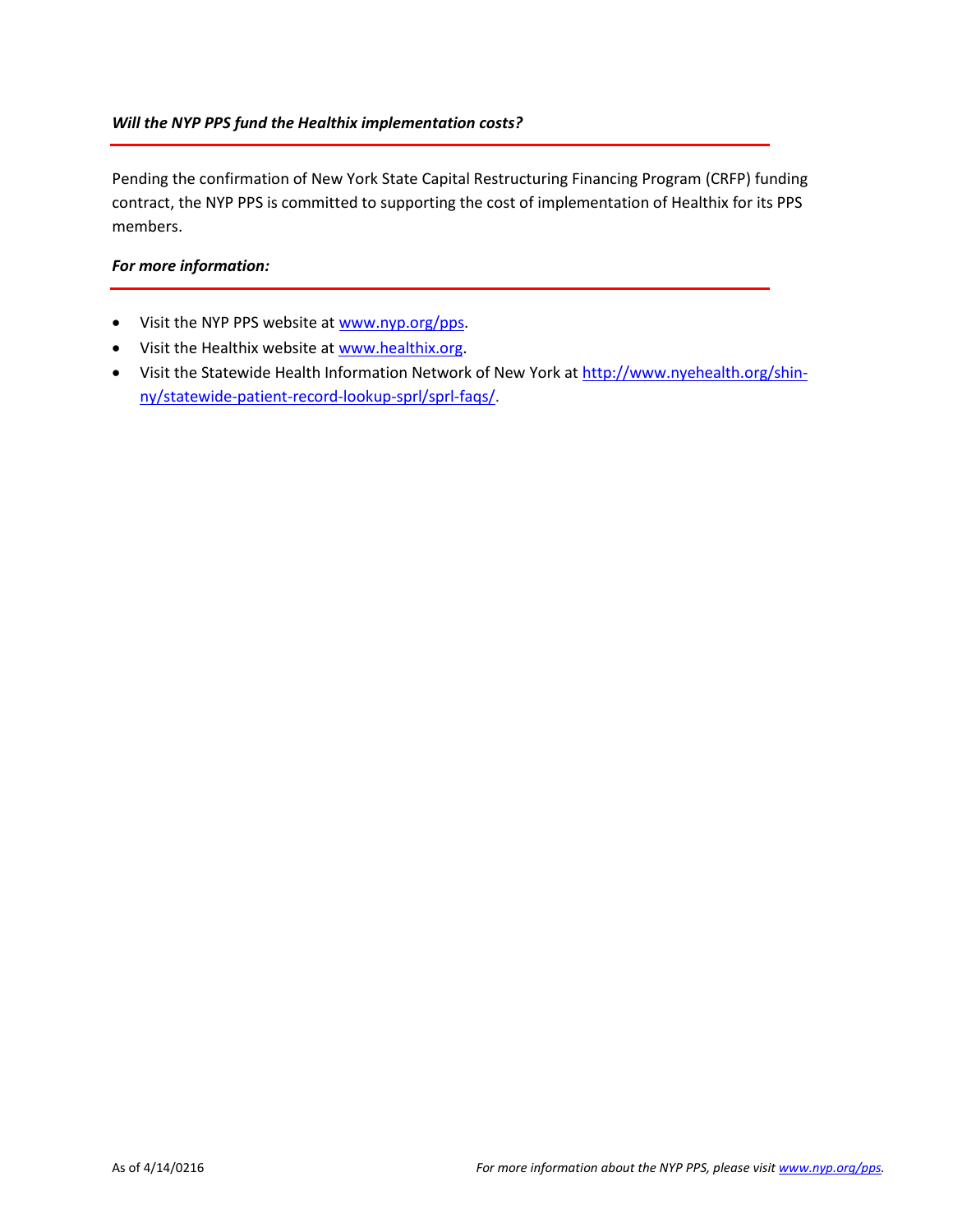***Will the NYP PPS fund the Healthix implementation costs?***

Pending the confirmation of New York State Capital Restructuring Financing Program (CRFP) funding contract, the NYP PPS is committed to supporting the cost of implementation of Healthix for its PPS members.

***For more information:***

- Visit the NYP PPS website at www.nyp.org/pps.
- Visit the Healthix website at www.healthix.org.
- Visit the Statewide Health Information Network of New York at http://www.nyehealth.org/shin-ny/statewide-patient-record-lookup-sprl/sprl-faqs/.